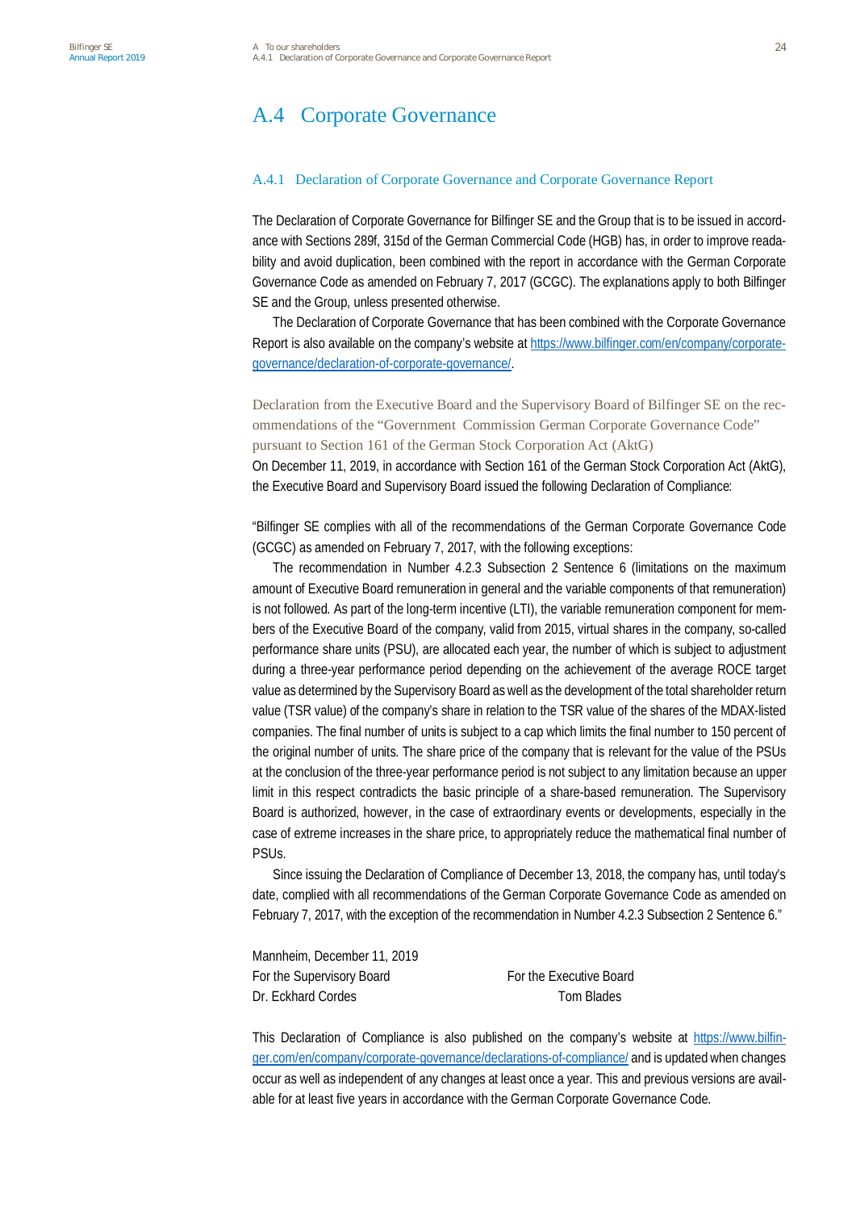# A.4 Corporate Governance

## A.4.1 Declaration of Corporate Governance and Corporate Governance Report

The Declaration of Corporate Governance for Bilfinger SE and the Group that is to be issued in accordance with Sections 289f, 315d of the German Commercial Code (HGB) has, in order to improve readability and avoid duplication, been combined with the report in accordance with the German Corporate Governance Code as amended on February 7, 2017 (GCGC). The explanations apply to both Bilfinger SE and the Group, unless presented otherwise.

The Declaration of Corporate Governance that has been combined with the Corporate Governance Report is also available on the company's website at https://www.bilfinger.com/en/company/corporate-governance/declaration-of-corporate-governance/.

### Declaration from the Executive Board and the Supervisory Board of Bilfinger SE on the recommendations of the "Government Commission German Corporate Governance Code" pursuant to Section 161 of the German Stock Corporation Act (AktG)

On December 11, 2019, in accordance with Section 161 of the German Stock Corporation Act (AktG), the Executive Board and Supervisory Board issued the following Declaration of Compliance:

"Bilfinger SE complies with all of the recommendations of the German Corporate Governance Code (GCGC) as amended on February 7, 2017, with the following exceptions:

The recommendation in Number 4.2.3 Subsection 2 Sentence 6 (limitations on the maximum amount of Executive Board remuneration in general and the variable components of that remuneration) is not followed. As part of the long-term incentive (LTI), the variable remuneration component for members of the Executive Board of the company, valid from 2015, virtual shares in the company, so-called performance share units (PSU), are allocated each year, the number of which is subject to adjustment during a three-year performance period depending on the achievement of the average ROCE target value as determined by the Supervisory Board as well as the development of the total shareholder return value (TSR value) of the company's share in relation to the TSR value of the shares of the MDAX-listed companies. The final number of units is subject to a cap which limits the final number to 150 percent of the original number of units. The share price of the company that is relevant for the value of the PSUs at the conclusion of the three-year performance period is not subject to any limitation because an upper limit in this respect contradicts the basic principle of a share-based remuneration. The Supervisory Board is authorized, however, in the case of extraordinary events or developments, especially in the case of extreme increases in the share price, to appropriately reduce the mathematical final number of PSUs.

Since issuing the Declaration of Compliance of December 13, 2018, the company has, until today's date, complied with all recommendations of the German Corporate Governance Code as amended on February 7, 2017, with the exception of the recommendation in Number 4.2.3 Subsection 2 Sentence 6."

Mannheim, December 11, 2019

| For the Supervisory Board | For the Executive Board |
|---|---|
| Dr. Eckhard Cordes | Tom Blades |

This Declaration of Compliance is also published on the company's website at https://www.bilfinger.com/en/company/corporate-governance/declarations-of-compliance/ and is updated when changes occur as well as independent of any changes at least once a year. This and previous versions are available for at least five years in accordance with the German Corporate Governance Code.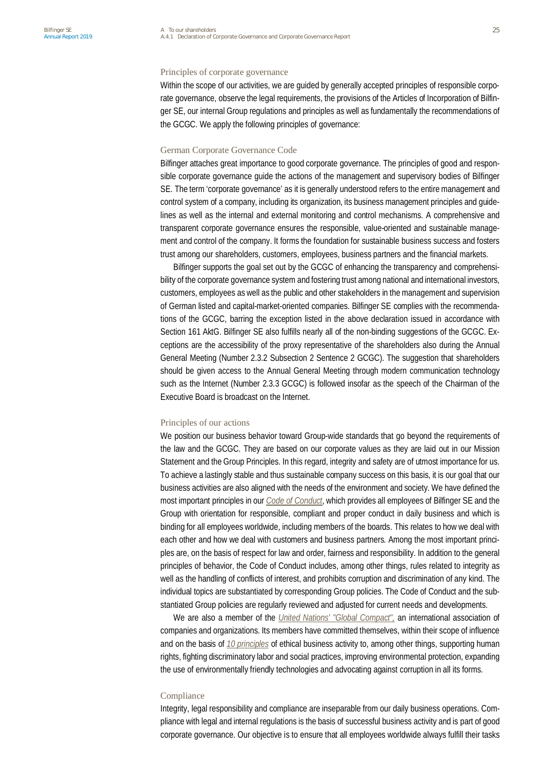## Principles of corporate governance

Within the scope of our activities, we are guided by generally accepted principles of responsible corporate governance, observe the legal requirements, the provisions of the Articles of Incorporation of Bilfinger SE, our internal Group regulations and principles as well as fundamentally the recommendations of the GCGC. We apply the following principles of governance:

## German Corporate Governance Code

Bilfinger attaches great importance to good corporate governance. The principles of good and responsible corporate governance guide the actions of the management and supervisory bodies of Bilfinger SE. The term 'corporate governance' as it is generally understood refers to the entire management and control system of a company, including its organization, its business management principles and guidelines as well as the internal and external monitoring and control mechanisms. A comprehensive and transparent corporate governance ensures the responsible, value-oriented and sustainable management and control of the company. It forms the foundation for sustainable business success and fosters trust among our shareholders, customers, employees, business partners and the financial markets.

Bilfinger supports the goal set out by the GCGC of enhancing the transparency and comprehensibility of the corporate governance system and fostering trust among national and international investors, customers, employees as well as the public and other stakeholders in the management and supervision of German listed and capital-market-oriented companies. Bilfinger SE complies with the recommendations of the GCGC, barring the exception listed in the above declaration issued in accordance with Section 161 AktG. Bilfinger SE also fulfills nearly all of the non-binding suggestions of the GCGC. Exceptions are the accessibility of the proxy representative of the shareholders also during the Annual General Meeting (Number 2.3.2 Subsection 2 Sentence 2 GCGC). The suggestion that shareholders should be given access to the Annual General Meeting through modern communication technology such as the Internet (Number 2.3.3 GCGC) is followed insofar as the speech of the Chairman of the Executive Board is broadcast on the Internet.

## Principles of our actions

We position our business behavior toward Group-wide standards that go beyond the requirements of the law and the GCGC. They are based on our corporate values as they are laid out in our Mission Statement and the Group Principles. In this regard, integrity and safety are of utmost importance for us. To achieve a lastingly stable and thus sustainable company success on this basis, it is our goal that our business activities are also aligned with the needs of the environment and society. We have defined the most important principles in our *Code of Conduct*, which provides all employees of Bilfinger SE and the Group with orientation for responsible, compliant and proper conduct in daily business and which is binding for all employees worldwide, including members of the boards. This relates to how we deal with each other and how we deal with customers and business partners. Among the most important principles are, on the basis of respect for law and order, fairness and responsibility. In addition to the general principles of behavior, the Code of Conduct includes, among other things, rules related to integrity as well as the handling of conflicts of interest, and prohibits corruption and discrimination of any kind. The individual topics are substantiated by corresponding Group policies. The Code of Conduct and the substantiated Group policies are regularly reviewed and adjusted for current needs and developments.

We are also a member of the *United Nations' "Global Compact"*, an international association of companies and organizations. Its members have committed themselves, within their scope of influence and on the basis of *10 principles* of ethical business activity to, among other things, supporting human rights, fighting discriminatory labor and social practices, improving environmental protection, expanding the use of environmentally friendly technologies and advocating against corruption in all its forms.

## Compliance

Integrity, legal responsibility and compliance are inseparable from our daily business operations. Compliance with legal and internal regulations is the basis of successful business activity and is part of good corporate governance. Our objective is to ensure that all employees worldwide always fulfill their tasks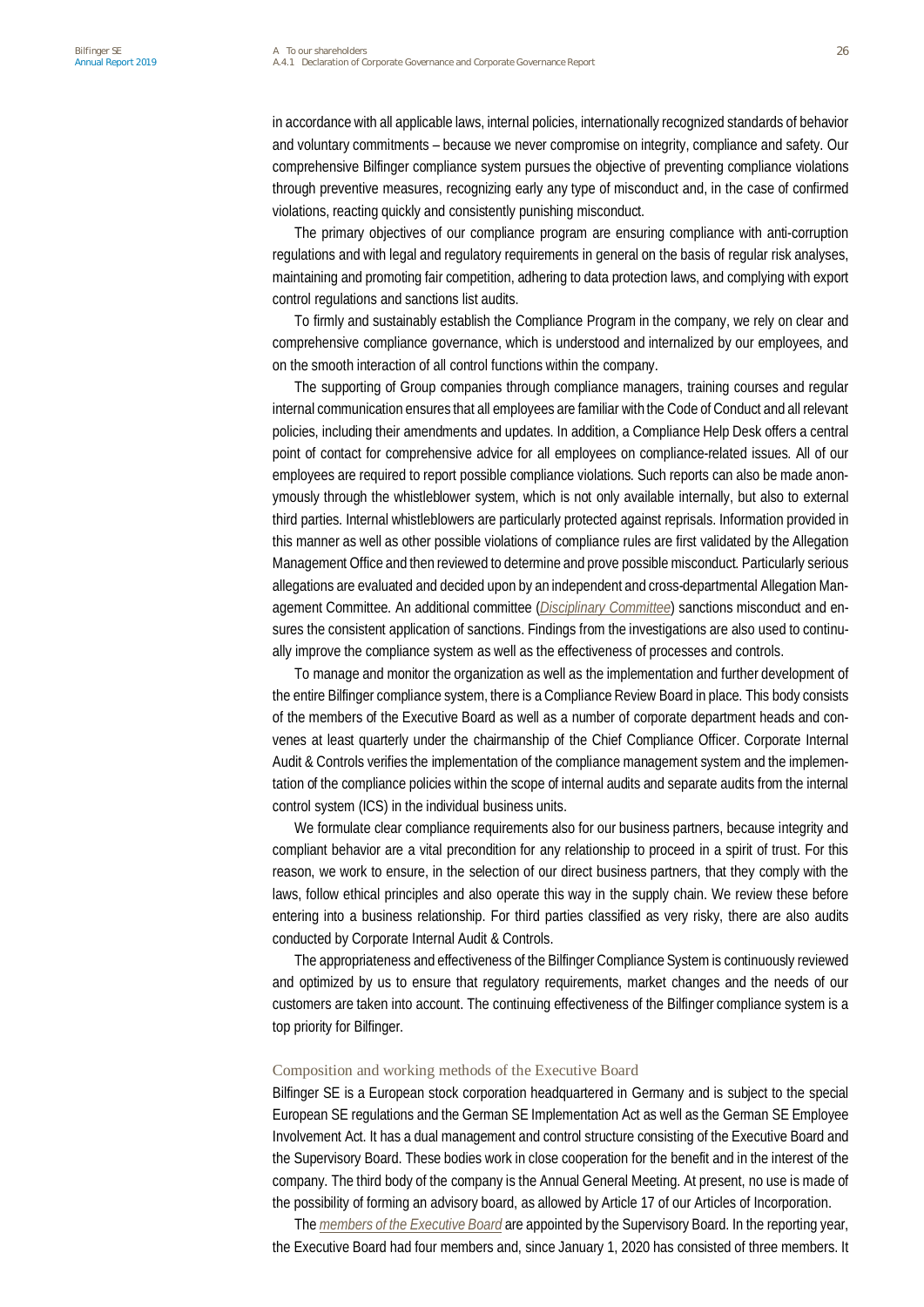in accordance with all applicable laws, internal policies, internationally recognized standards of behavior and voluntary commitments – because we never compromise on integrity, compliance and safety. Our comprehensive Bilfinger compliance system pursues the objective of preventing compliance violations through preventive measures, recognizing early any type of misconduct and, in the case of confirmed violations, reacting quickly and consistently punishing misconduct.

The primary objectives of our compliance program are ensuring compliance with anti-corruption regulations and with legal and regulatory requirements in general on the basis of regular risk analyses, maintaining and promoting fair competition, adhering to data protection laws, and complying with export control regulations and sanctions list audits.

To firmly and sustainably establish the Compliance Program in the company, we rely on clear and comprehensive compliance governance, which is understood and internalized by our employees, and on the smooth interaction of all control functions within the company.

The supporting of Group companies through compliance managers, training courses and regular internal communication ensures that all employees are familiar with the Code of Conduct and all relevant policies, including their amendments and updates. In addition, a Compliance Help Desk offers a central point of contact for comprehensive advice for all employees on compliance-related issues. All of our employees are required to report possible compliance violations. Such reports can also be made anonymously through the whistleblower system, which is not only available internally, but also to external third parties. Internal whistleblowers are particularly protected against reprisals. Information provided in this manner as well as other possible violations of compliance rules are first validated by the Allegation Management Office and then reviewed to determine and prove possible misconduct. Particularly serious allegations are evaluated and decided upon by an independent and cross-departmental Allegation Management Committee. An additional committee (*Disciplinary Committee*) sanctions misconduct and ensures the consistent application of sanctions. Findings from the investigations are also used to continually improve the compliance system as well as the effectiveness of processes and controls.

To manage and monitor the organization as well as the implementation and further development of the entire Bilfinger compliance system, there is a Compliance Review Board in place. This body consists of the members of the Executive Board as well as a number of corporate department heads and convenes at least quarterly under the chairmanship of the Chief Compliance Officer. Corporate Internal Audit & Controls verifies the implementation of the compliance management system and the implementation of the compliance policies within the scope of internal audits and separate audits from the internal control system (ICS) in the individual business units.

We formulate clear compliance requirements also for our business partners, because integrity and compliant behavior are a vital precondition for any relationship to proceed in a spirit of trust. For this reason, we work to ensure, in the selection of our direct business partners, that they comply with the laws, follow ethical principles and also operate this way in the supply chain. We review these before entering into a business relationship. For third parties classified as very risky, there are also audits conducted by Corporate Internal Audit & Controls.

The appropriateness and effectiveness of the Bilfinger Compliance System is continuously reviewed and optimized by us to ensure that regulatory requirements, market changes and the needs of our customers are taken into account. The continuing effectiveness of the Bilfinger compliance system is a top priority for Bilfinger.

## Composition and working methods of the Executive Board

Bilfinger SE is a European stock corporation headquartered in Germany and is subject to the special European SE regulations and the German SE Implementation Act as well as the German SE Employee Involvement Act. It has a dual management and control structure consisting of the Executive Board and the Supervisory Board. These bodies work in close cooperation for the benefit and in the interest of the company. The third body of the company is the Annual General Meeting. At present, no use is made of the possibility of forming an advisory board, as allowed by Article 17 of our Articles of Incorporation.

The *members of the Executive Board* are appointed by the Supervisory Board. In the reporting year, the Executive Board had four members and, since January 1, 2020 has consisted of three members. It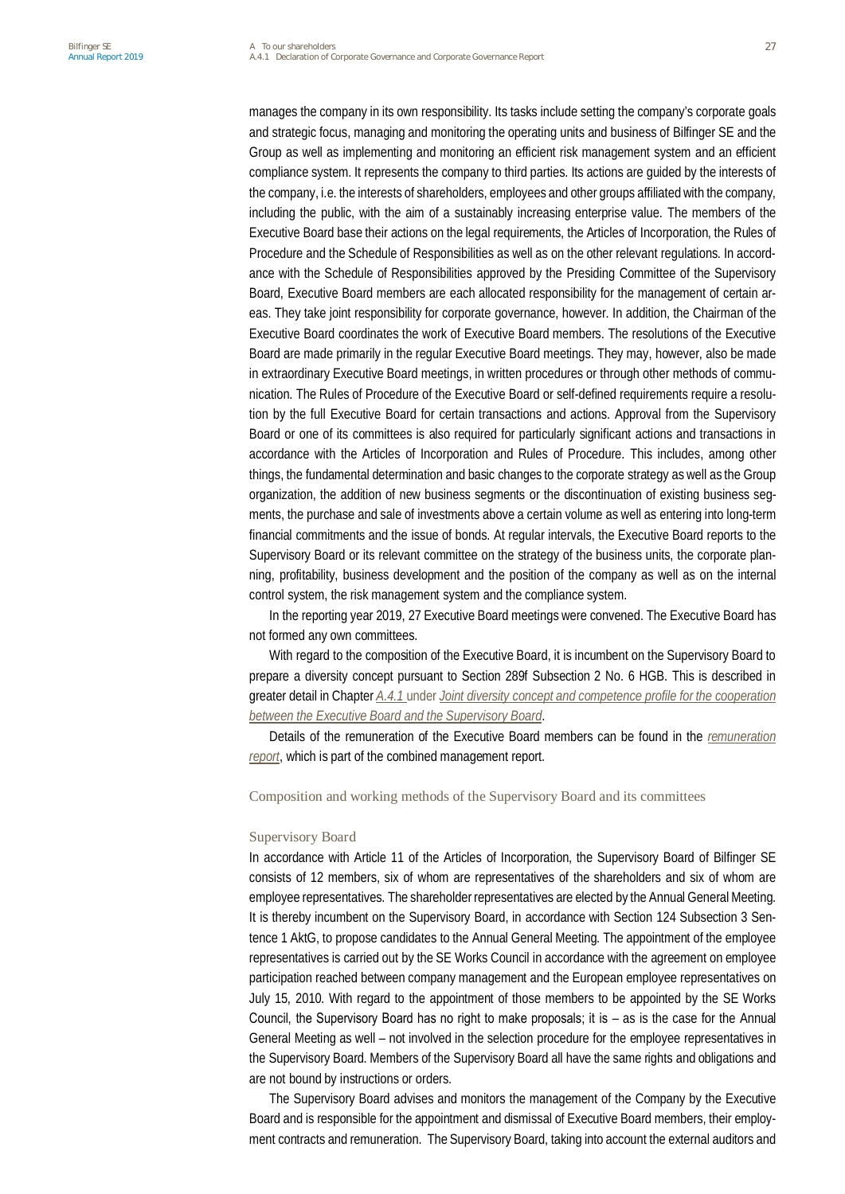manages the company in its own responsibility. Its tasks include setting the company's corporate goals and strategic focus, managing and monitoring the operating units and business of Bilfinger SE and the Group as well as implementing and monitoring an efficient risk management system and an efficient compliance system. It represents the company to third parties. Its actions are guided by the interests of the company, i.e. the interests of shareholders, employees and other groups affiliated with the company, including the public, with the aim of a sustainably increasing enterprise value. The members of the Executive Board base their actions on the legal requirements, the Articles of Incorporation, the Rules of Procedure and the Schedule of Responsibilities as well as on the other relevant regulations. In accordance with the Schedule of Responsibilities approved by the Presiding Committee of the Supervisory Board, Executive Board members are each allocated responsibility for the management of certain areas. They take joint responsibility for corporate governance, however. In addition, the Chairman of the Executive Board coordinates the work of Executive Board members. The resolutions of the Executive Board are made primarily in the regular Executive Board meetings. They may, however, also be made in extraordinary Executive Board meetings, in written procedures or through other methods of communication. The Rules of Procedure of the Executive Board or self-defined requirements require a resolution by the full Executive Board for certain transactions and actions. Approval from the Supervisory Board or one of its committees is also required for particularly significant actions and transactions in accordance with the Articles of Incorporation and Rules of Procedure. This includes, among other things, the fundamental determination and basic changes to the corporate strategy as well as the Group organization, the addition of new business segments or the discontinuation of existing business segments, the purchase and sale of investments above a certain volume as well as entering into long-term financial commitments and the issue of bonds. At regular intervals, the Executive Board reports to the Supervisory Board or its relevant committee on the strategy of the business units, the corporate planning, profitability, business development and the position of the company as well as on the internal control system, the risk management system and the compliance system.

In the reporting year 2019, 27 Executive Board meetings were convened. The Executive Board has not formed any own committees.

With regard to the composition of the Executive Board, it is incumbent on the Supervisory Board to prepare a diversity concept pursuant to Section 289f Subsection 2 No. 6 HGB. This is described in greater detail in Chapter *A.4.1* under *Joint diversity concept and competence profile for the cooperation between the Executive Board and the Supervisory Board*.

Details of the remuneration of the Executive Board members can be found in the *remuneration report*, which is part of the combined management report.

## Composition and working methods of the Supervisory Board and its committees

### Supervisory Board

In accordance with Article 11 of the Articles of Incorporation, the Supervisory Board of Bilfinger SE consists of 12 members, six of whom are representatives of the shareholders and six of whom are employee representatives. The shareholder representatives are elected by the Annual General Meeting. It is thereby incumbent on the Supervisory Board, in accordance with Section 124 Subsection 3 Sentence 1 AktG, to propose candidates to the Annual General Meeting. The appointment of the employee representatives is carried out by the SE Works Council in accordance with the agreement on employee participation reached between company management and the European employee representatives on July 15, 2010. With regard to the appointment of those members to be appointed by the SE Works Council, the Supervisory Board has no right to make proposals; it is – as is the case for the Annual General Meeting as well – not involved in the selection procedure for the employee representatives in the Supervisory Board. Members of the Supervisory Board all have the same rights and obligations and are not bound by instructions or orders.

The Supervisory Board advises and monitors the management of the Company by the Executive Board and is responsible for the appointment and dismissal of Executive Board members, their employment contracts and remuneration. The Supervisory Board, taking into account the external auditors and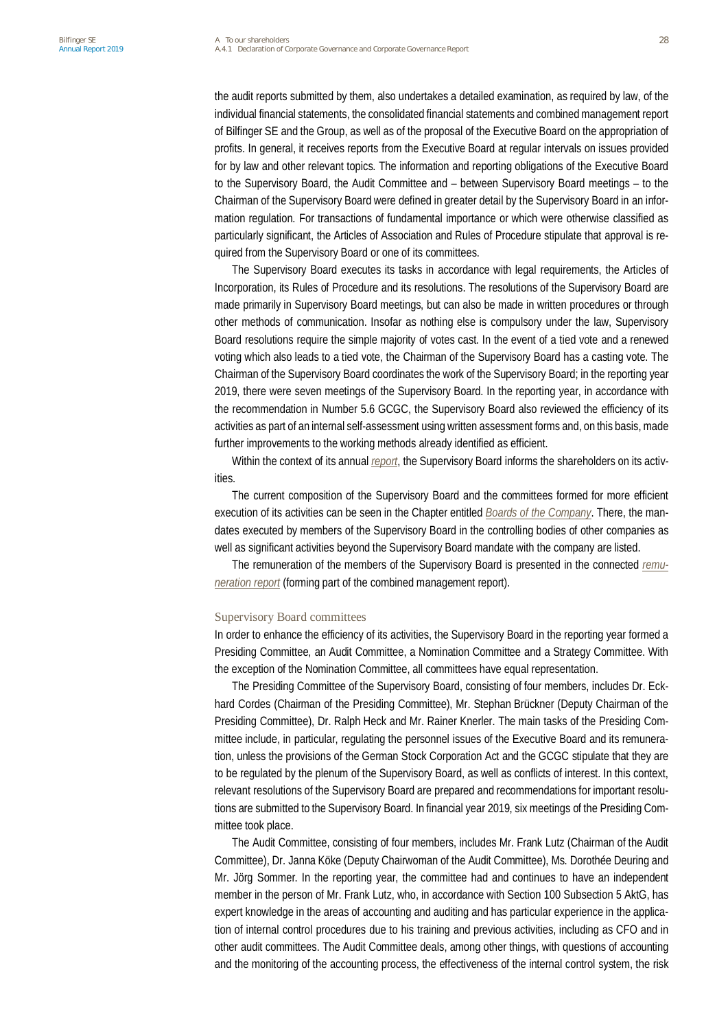the audit reports submitted by them, also undertakes a detailed examination, as required by law, of the individual financial statements, the consolidated financial statements and combined management report of Bilfinger SE and the Group, as well as of the proposal of the Executive Board on the appropriation of profits. In general, it receives reports from the Executive Board at regular intervals on issues provided for by law and other relevant topics. The information and reporting obligations of the Executive Board to the Supervisory Board, the Audit Committee and – between Supervisory Board meetings – to the Chairman of the Supervisory Board were defined in greater detail by the Supervisory Board in an information regulation. For transactions of fundamental importance or which were otherwise classified as particularly significant, the Articles of Association and Rules of Procedure stipulate that approval is required from the Supervisory Board or one of its committees.

The Supervisory Board executes its tasks in accordance with legal requirements, the Articles of Incorporation, its Rules of Procedure and its resolutions. The resolutions of the Supervisory Board are made primarily in Supervisory Board meetings, but can also be made in written procedures or through other methods of communication. Insofar as nothing else is compulsory under the law, Supervisory Board resolutions require the simple majority of votes cast. In the event of a tied vote and a renewed voting which also leads to a tied vote, the Chairman of the Supervisory Board has a casting vote. The Chairman of the Supervisory Board coordinates the work of the Supervisory Board; in the reporting year 2019, there were seven meetings of the Supervisory Board. In the reporting year, in accordance with the recommendation in Number 5.6 GCGC, the Supervisory Board also reviewed the efficiency of its activities as part of an internal self-assessment using written assessment forms and, on this basis, made further improvements to the working methods already identified as efficient.

Within the context of its annual *report*, the Supervisory Board informs the shareholders on its activities.

The current composition of the Supervisory Board and the committees formed for more efficient execution of its activities can be seen in the Chapter entitled *Boards of the Company*. There, the mandates executed by members of the Supervisory Board in the controlling bodies of other companies as well as significant activities beyond the Supervisory Board mandate with the company are listed.

The remuneration of the members of the Supervisory Board is presented in the connected *remuneration report* (forming part of the combined management report).

### Supervisory Board committees

In order to enhance the efficiency of its activities, the Supervisory Board in the reporting year formed a Presiding Committee, an Audit Committee, a Nomination Committee and a Strategy Committee. With the exception of the Nomination Committee, all committees have equal representation.

The Presiding Committee of the Supervisory Board, consisting of four members, includes Dr. Eckhard Cordes (Chairman of the Presiding Committee), Mr. Stephan Brückner (Deputy Chairman of the Presiding Committee), Dr. Ralph Heck and Mr. Rainer Knerler. The main tasks of the Presiding Committee include, in particular, regulating the personnel issues of the Executive Board and its remuneration, unless the provisions of the German Stock Corporation Act and the GCGC stipulate that they are to be regulated by the plenum of the Supervisory Board, as well as conflicts of interest. In this context, relevant resolutions of the Supervisory Board are prepared and recommendations for important resolutions are submitted to the Supervisory Board. In financial year 2019, six meetings of the Presiding Committee took place.

The Audit Committee, consisting of four members, includes Mr. Frank Lutz (Chairman of the Audit Committee), Dr. Janna Köke (Deputy Chairwoman of the Audit Committee), Ms. Dorothée Deuring and Mr. Jörg Sommer. In the reporting year, the committee had and continues to have an independent member in the person of Mr. Frank Lutz, who, in accordance with Section 100 Subsection 5 AktG, has expert knowledge in the areas of accounting and auditing and has particular experience in the application of internal control procedures due to his training and previous activities, including as CFO and in other audit committees. The Audit Committee deals, among other things, with questions of accounting and the monitoring of the accounting process, the effectiveness of the internal control system, the risk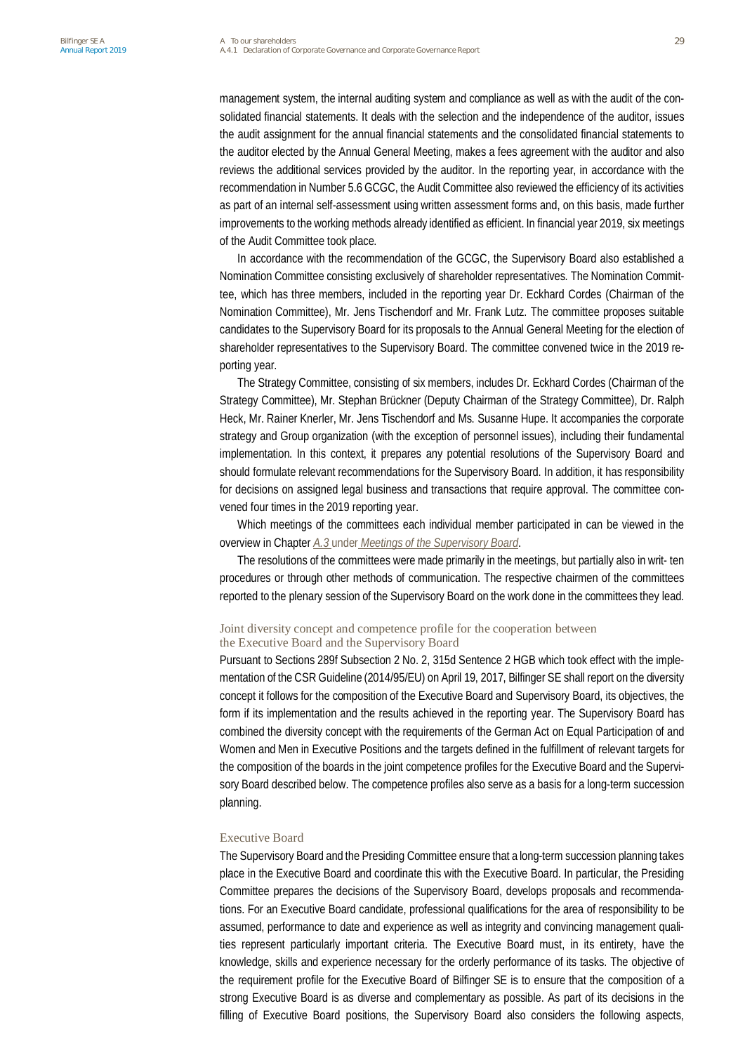management system, the internal auditing system and compliance as well as with the audit of the consolidated financial statements. It deals with the selection and the independence of the auditor, issues the audit assignment for the annual financial statements and the consolidated financial statements to the auditor elected by the Annual General Meeting, makes a fees agreement with the auditor and also reviews the additional services provided by the auditor. In the reporting year, in accordance with the recommendation in Number 5.6 GCGC, the Audit Committee also reviewed the efficiency of its activities as part of an internal self-assessment using written assessment forms and, on this basis, made further improvements to the working methods already identified as efficient. In financial year 2019, six meetings of the Audit Committee took place.

In accordance with the recommendation of the GCGC, the Supervisory Board also established a Nomination Committee consisting exclusively of shareholder representatives. The Nomination Committee, which has three members, included in the reporting year Dr. Eckhard Cordes (Chairman of the Nomination Committee), Mr. Jens Tischendorf and Mr. Frank Lutz. The committee proposes suitable candidates to the Supervisory Board for its proposals to the Annual General Meeting for the election of shareholder representatives to the Supervisory Board. The committee convened twice in the 2019 reporting year.

The Strategy Committee, consisting of six members, includes Dr. Eckhard Cordes (Chairman of the Strategy Committee), Mr. Stephan Brückner (Deputy Chairman of the Strategy Committee), Dr. Ralph Heck, Mr. Rainer Knerler, Mr. Jens Tischendorf and Ms. Susanne Hupe. It accompanies the corporate strategy and Group organization (with the exception of personnel issues), including their fundamental implementation. In this context, it prepares any potential resolutions of the Supervisory Board and should formulate relevant recommendations for the Supervisory Board. In addition, it has responsibility for decisions on assigned legal business and transactions that require approval. The committee convened four times in the 2019 reporting year.

Which meetings of the committees each individual member participated in can be viewed in the overview in Chapter *A.3* under *Meetings of the Supervisory Board*.

The resolutions of the committees were made primarily in the meetings, but partially also in writ- ten procedures or through other methods of communication. The respective chairmen of the committees reported to the plenary session of the Supervisory Board on the work done in the committees they lead.

### Joint diversity concept and competence profile for the cooperation between the Executive Board and the Supervisory Board

Pursuant to Sections 289f Subsection 2 No. 2, 315d Sentence 2 HGB which took effect with the implementation of the CSR Guideline (2014/95/EU) on April 19, 2017, Bilfinger SE shall report on the diversity concept it follows for the composition of the Executive Board and Supervisory Board, its objectives, the form if its implementation and the results achieved in the reporting year. The Supervisory Board has combined the diversity concept with the requirements of the German Act on Equal Participation of and Women and Men in Executive Positions and the targets defined in the fulfillment of relevant targets for the composition of the boards in the joint competence profiles for the Executive Board and the Supervisory Board described below. The competence profiles also serve as a basis for a long-term succession planning.

### Executive Board

The Supervisory Board and the Presiding Committee ensure that a long-term succession planning takes place in the Executive Board and coordinate this with the Executive Board. In particular, the Presiding Committee prepares the decisions of the Supervisory Board, develops proposals and recommendations. For an Executive Board candidate, professional qualifications for the area of responsibility to be assumed, performance to date and experience as well as integrity and convincing management qualities represent particularly important criteria. The Executive Board must, in its entirety, have the knowledge, skills and experience necessary for the orderly performance of its tasks. The objective of the requirement profile for the Executive Board of Bilfinger SE is to ensure that the composition of a strong Executive Board is as diverse and complementary as possible. As part of its decisions in the filling of Executive Board positions, the Supervisory Board also considers the following aspects,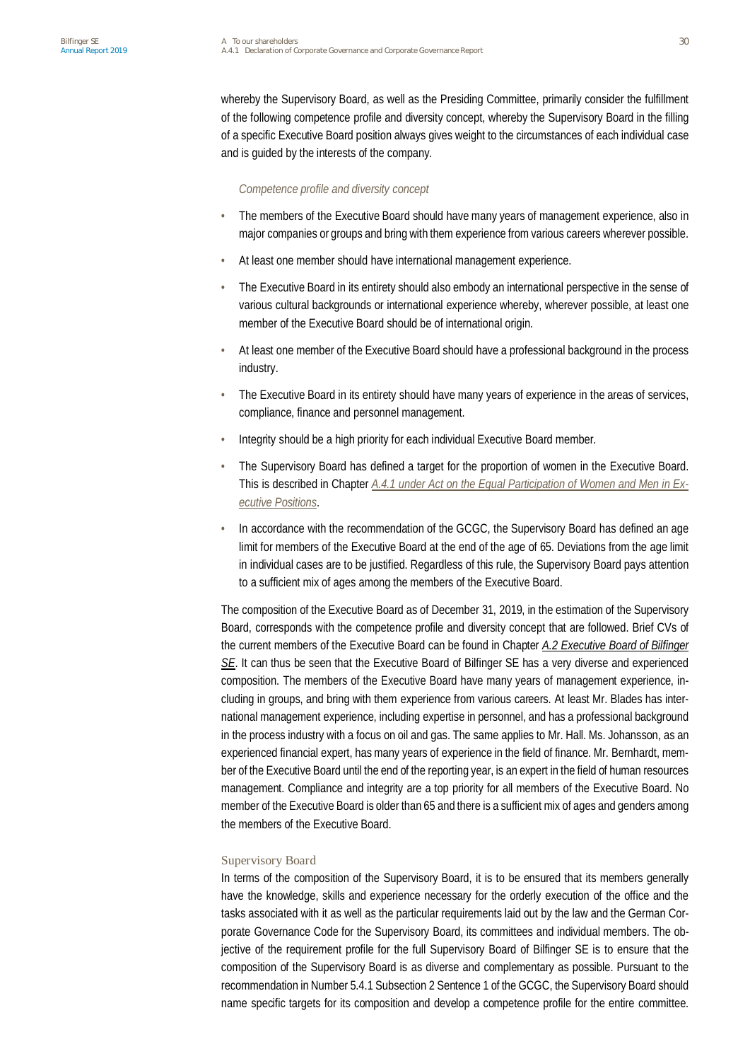whereby the Supervisory Board, as well as the Presiding Committee, primarily consider the fulfillment of the following competence profile and diversity concept, whereby the Supervisory Board in the filling of a specific Executive Board position always gives weight to the circumstances of each individual case and is guided by the interests of the company.

*Competence profile and diversity concept*

- The members of the Executive Board should have many years of management experience, also in major companies or groups and bring with them experience from various careers wherever possible.
- At least one member should have international management experience.
- The Executive Board in its entirety should also embody an international perspective in the sense of various cultural backgrounds or international experience whereby, wherever possible, at least one member of the Executive Board should be of international origin.
- At least one member of the Executive Board should have a professional background in the process industry.
- The Executive Board in its entirety should have many years of experience in the areas of services, compliance, finance and personnel management.
- Integrity should be a high priority for each individual Executive Board member.
- The Supervisory Board has defined a target for the proportion of women in the Executive Board. This is described in Chapter *A.4.1 under Act on the Equal Participation of Women and Men in Executive Positions*.
- In accordance with the recommendation of the GCGC, the Supervisory Board has defined an age limit for members of the Executive Board at the end of the age of 65. Deviations from the age limit in individual cases are to be justified. Regardless of this rule, the Supervisory Board pays attention to a sufficient mix of ages among the members of the Executive Board.

The composition of the Executive Board as of December 31, 2019, in the estimation of the Supervisory Board, corresponds with the competence profile and diversity concept that are followed. Brief CVs of the current members of the Executive Board can be found in Chapter *A.2 Executive Board of Bilfinger SE*. It can thus be seen that the Executive Board of Bilfinger SE has a very diverse and experienced composition. The members of the Executive Board have many years of management experience, including in groups, and bring with them experience from various careers. At least Mr. Blades has international management experience, including expertise in personnel, and has a professional background in the process industry with a focus on oil and gas. The same applies to Mr. Hall. Ms. Johansson, as an experienced financial expert, has many years of experience in the field of finance. Mr. Bernhardt, member of the Executive Board until the end of the reporting year, is an expert in the field of human resources management. Compliance and integrity are a top priority for all members of the Executive Board. No member of the Executive Board is older than 65 and there is a sufficient mix of ages and genders among the members of the Executive Board.

### Supervisory Board

In terms of the composition of the Supervisory Board, it is to be ensured that its members generally have the knowledge, skills and experience necessary for the orderly execution of the office and the tasks associated with it as well as the particular requirements laid out by the law and the German Corporate Governance Code for the Supervisory Board, its committees and individual members. The objective of the requirement profile for the full Supervisory Board of Bilfinger SE is to ensure that the composition of the Supervisory Board is as diverse and complementary as possible. Pursuant to the recommendation in Number 5.4.1 Subsection 2 Sentence 1 of the GCGC, the Supervisory Board should name specific targets for its composition and develop a competence profile for the entire committee.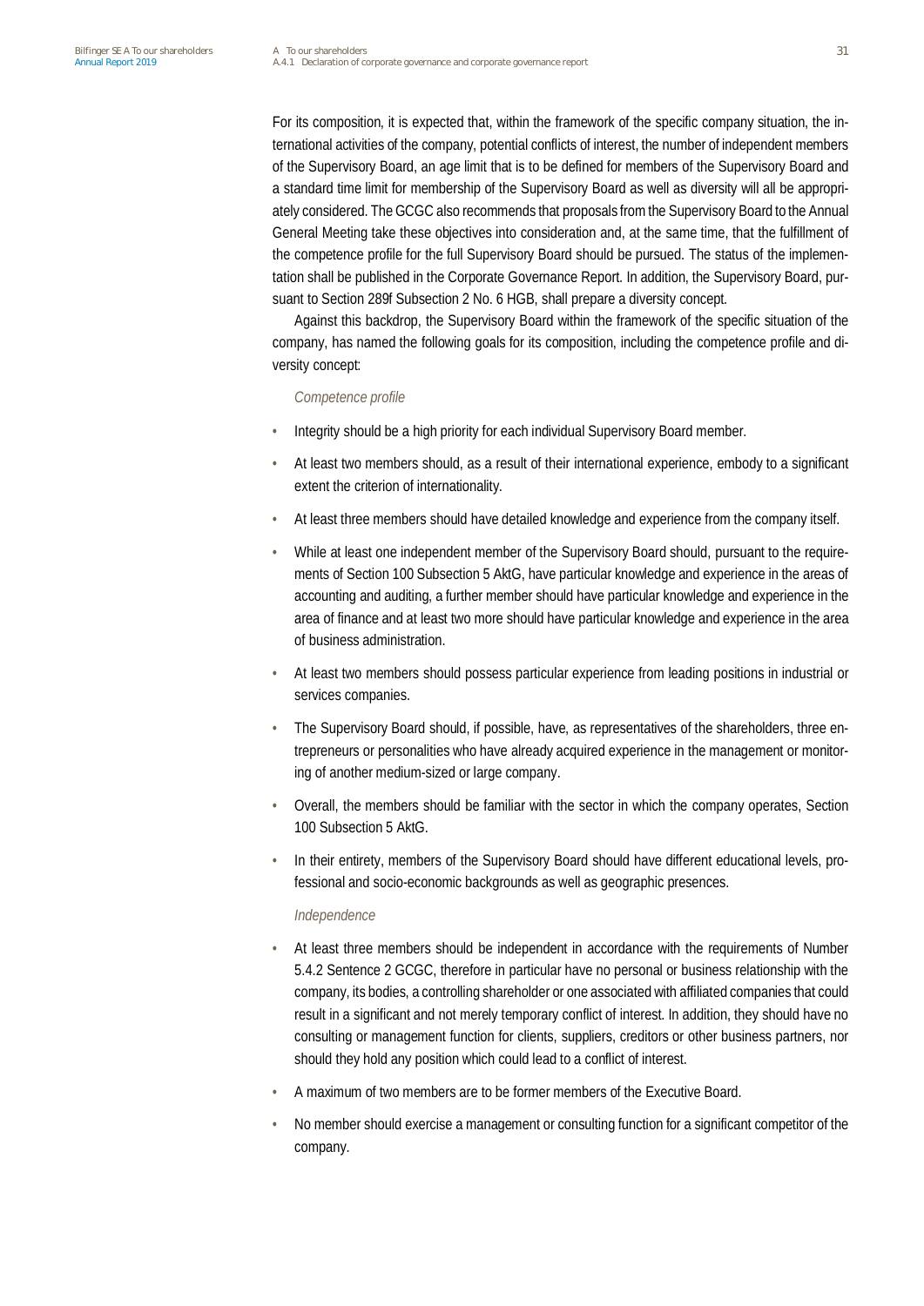For its composition, it is expected that, within the framework of the specific company situation, the international activities of the company, potential conflicts of interest, the number of independent members of the Supervisory Board, an age limit that is to be defined for members of the Supervisory Board and a standard time limit for membership of the Supervisory Board as well as diversity will all be appropriately considered. The GCGC also recommends that proposals from the Supervisory Board to the Annual General Meeting take these objectives into consideration and, at the same time, that the fulfillment of the competence profile for the full Supervisory Board should be pursued. The status of the implementation shall be published in the Corporate Governance Report. In addition, the Supervisory Board, pursuant to Section 289f Subsection 2 No. 6 HGB, shall prepare a diversity concept.

Against this backdrop, the Supervisory Board within the framework of the specific situation of the company, has named the following goals for its composition, including the competence profile and diversity concept:

*Competence profile*

- Integrity should be a high priority for each individual Supervisory Board member.
- At least two members should, as a result of their international experience, embody to a significant extent the criterion of internationality.
- At least three members should have detailed knowledge and experience from the company itself.
- While at least one independent member of the Supervisory Board should, pursuant to the requirements of Section 100 Subsection 5 AktG, have particular knowledge and experience in the areas of accounting and auditing, a further member should have particular knowledge and experience in the area of finance and at least two more should have particular knowledge and experience in the area of business administration.
- At least two members should possess particular experience from leading positions in industrial or services companies.
- The Supervisory Board should, if possible, have, as representatives of the shareholders, three entrepreneurs or personalities who have already acquired experience in the management or monitoring of another medium-sized or large company.
- Overall, the members should be familiar with the sector in which the company operates, Section 100 Subsection 5 AktG.
- In their entirety, members of the Supervisory Board should have different educational levels, professional and socio-economic backgrounds as well as geographic presences.

*Independence*

- At least three members should be independent in accordance with the requirements of Number 5.4.2 Sentence 2 GCGC, therefore in particular have no personal or business relationship with the company, its bodies, a controlling shareholder or one associated with affiliated companies that could result in a significant and not merely temporary conflict of interest. In addition, they should have no consulting or management function for clients, suppliers, creditors or other business partners, nor should they hold any position which could lead to a conflict of interest.
- A maximum of two members are to be former members of the Executive Board.
- No member should exercise a management or consulting function for a significant competitor of the company.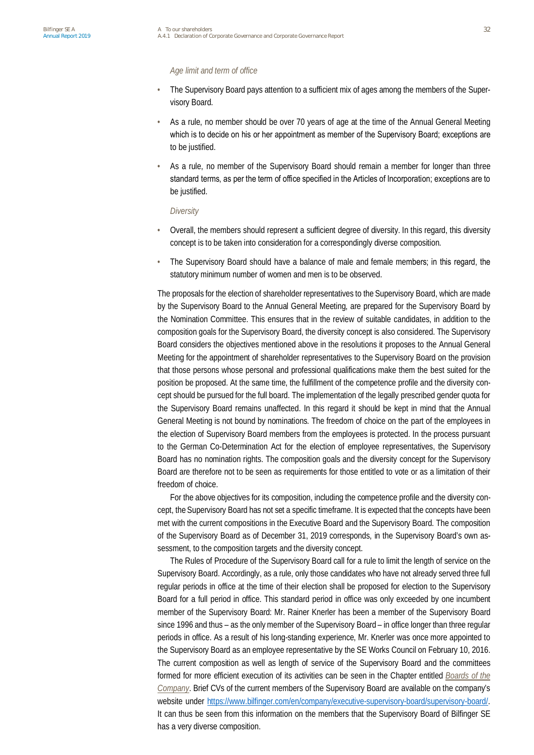*Age limit and term of office*

- The Supervisory Board pays attention to a sufficient mix of ages among the members of the Supervisory Board.
- As a rule, no member should be over 70 years of age at the time of the Annual General Meeting which is to decide on his or her appointment as member of the Supervisory Board; exceptions are to be justified.
- As a rule, no member of the Supervisory Board should remain a member for longer than three standard terms, as per the term of office specified in the Articles of Incorporation; exceptions are to be justified.

*Diversity*

- Overall, the members should represent a sufficient degree of diversity. In this regard, this diversity concept is to be taken into consideration for a correspondingly diverse composition.
- The Supervisory Board should have a balance of male and female members; in this regard, the statutory minimum number of women and men is to be observed.

The proposals for the election of shareholder representatives to the Supervisory Board, which are made by the Supervisory Board to the Annual General Meeting, are prepared for the Supervisory Board by the Nomination Committee. This ensures that in the review of suitable candidates, in addition to the composition goals for the Supervisory Board, the diversity concept is also considered. The Supervisory Board considers the objectives mentioned above in the resolutions it proposes to the Annual General Meeting for the appointment of shareholder representatives to the Supervisory Board on the provision that those persons whose personal and professional qualifications make them the best suited for the position be proposed. At the same time, the fulfillment of the competence profile and the diversity concept should be pursued for the full board. The implementation of the legally prescribed gender quota for the Supervisory Board remains unaffected. In this regard it should be kept in mind that the Annual General Meeting is not bound by nominations. The freedom of choice on the part of the employees in the election of Supervisory Board members from the employees is protected. In the process pursuant to the German Co-Determination Act for the election of employee representatives, the Supervisory Board has no nomination rights. The composition goals and the diversity concept for the Supervisory Board are therefore not to be seen as requirements for those entitled to vote or as a limitation of their freedom of choice.

For the above objectives for its composition, including the competence profile and the diversity concept, the Supervisory Board has not set a specific timeframe. It is expected that the concepts have been met with the current compositions in the Executive Board and the Supervisory Board. The composition of the Supervisory Board as of December 31, 2019 corresponds, in the Supervisory Board's own assessment, to the composition targets and the diversity concept.

The Rules of Procedure of the Supervisory Board call for a rule to limit the length of service on the Supervisory Board. Accordingly, as a rule, only those candidates who have not already served three full regular periods in office at the time of their election shall be proposed for election to the Supervisory Board for a full period in office. This standard period in office was only exceeded by one incumbent member of the Supervisory Board: Mr. Rainer Knerler has been a member of the Supervisory Board since 1996 and thus – as the only member of the Supervisory Board – in office longer than three regular periods in office. As a result of his long-standing experience, Mr. Knerler was once more appointed to the Supervisory Board as an employee representative by the SE Works Council on February 10, 2016. The current composition as well as length of service of the Supervisory Board and the committees formed for more efficient execution of its activities can be seen in the Chapter entitled *Boards of the Company*. Brief CVs of the current members of the Supervisory Board are available on the company's website under https://www.bilfinger.com/en/company/executive-supervisory-board/supervisory-board/. It can thus be seen from this information on the members that the Supervisory Board of Bilfinger SE has a very diverse composition.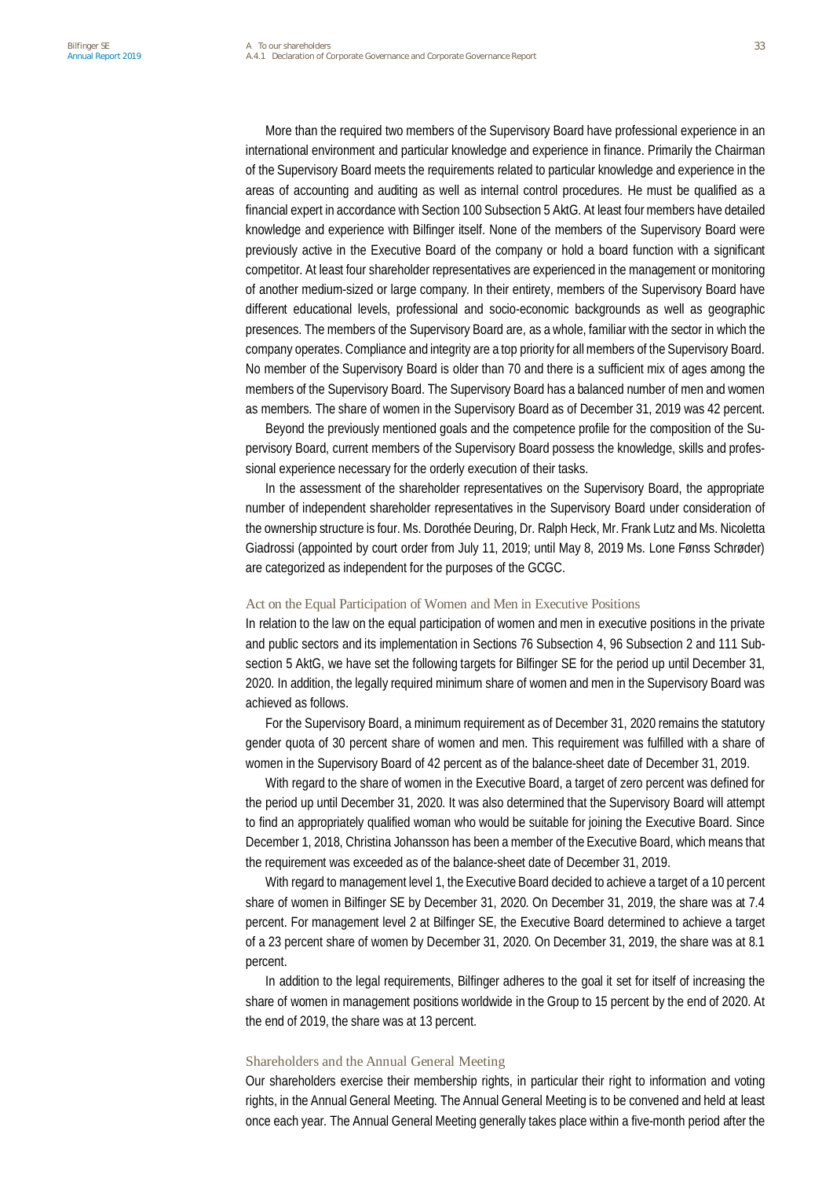More than the required two members of the Supervisory Board have professional experience in an international environment and particular knowledge and experience in finance. Primarily the Chairman of the Supervisory Board meets the requirements related to particular knowledge and experience in the areas of accounting and auditing as well as internal control procedures. He must be qualified as a financial expert in accordance with Section 100 Subsection 5 AktG. At least four members have detailed knowledge and experience with Bilfinger itself. None of the members of the Supervisory Board were previously active in the Executive Board of the company or hold a board function with a significant competitor. At least four shareholder representatives are experienced in the management or monitoring of another medium-sized or large company. In their entirety, members of the Supervisory Board have different educational levels, professional and socio-economic backgrounds as well as geographic presences. The members of the Supervisory Board are, as a whole, familiar with the sector in which the company operates. Compliance and integrity are a top priority for all members of the Supervisory Board. No member of the Supervisory Board is older than 70 and there is a sufficient mix of ages among the members of the Supervisory Board. The Supervisory Board has a balanced number of men and women as members. The share of women in the Supervisory Board as of December 31, 2019 was 42 percent.

Beyond the previously mentioned goals and the competence profile for the composition of the Supervisory Board, current members of the Supervisory Board possess the knowledge, skills and professional experience necessary for the orderly execution of their tasks.

In the assessment of the shareholder representatives on the Supervisory Board, the appropriate number of independent shareholder representatives in the Supervisory Board under consideration of the ownership structure is four. Ms. Dorothée Deuring, Dr. Ralph Heck, Mr. Frank Lutz and Ms. Nicoletta Giadrossi (appointed by court order from July 11, 2019; until May 8, 2019 Ms. Lone Fønss Schrøder) are categorized as independent for the purposes of the GCGC.

## Act on the Equal Participation of Women and Men in Executive Positions

In relation to the law on the equal participation of women and men in executive positions in the private and public sectors and its implementation in Sections 76 Subsection 4, 96 Subsection 2 and 111 Subsection 5 AktG, we have set the following targets for Bilfinger SE for the period up until December 31, 2020. In addition, the legally required minimum share of women and men in the Supervisory Board was achieved as follows.

For the Supervisory Board, a minimum requirement as of December 31, 2020 remains the statutory gender quota of 30 percent share of women and men. This requirement was fulfilled with a share of women in the Supervisory Board of 42 percent as of the balance-sheet date of December 31, 2019.

With regard to the share of women in the Executive Board, a target of zero percent was defined for the period up until December 31, 2020. It was also determined that the Supervisory Board will attempt to find an appropriately qualified woman who would be suitable for joining the Executive Board. Since December 1, 2018, Christina Johansson has been a member of the Executive Board, which means that the requirement was exceeded as of the balance-sheet date of December 31, 2019.

With regard to management level 1, the Executive Board decided to achieve a target of a 10 percent share of women in Bilfinger SE by December 31, 2020. On December 31, 2019, the share was at 7.4 percent. For management level 2 at Bilfinger SE, the Executive Board determined to achieve a target of a 23 percent share of women by December 31, 2020. On December 31, 2019, the share was at 8.1 percent.

In addition to the legal requirements, Bilfinger adheres to the goal it set for itself of increasing the share of women in management positions worldwide in the Group to 15 percent by the end of 2020. At the end of 2019, the share was at 13 percent.

## Shareholders and the Annual General Meeting

Our shareholders exercise their membership rights, in particular their right to information and voting rights, in the Annual General Meeting. The Annual General Meeting is to be convened and held at least once each year. The Annual General Meeting generally takes place within a five-month period after the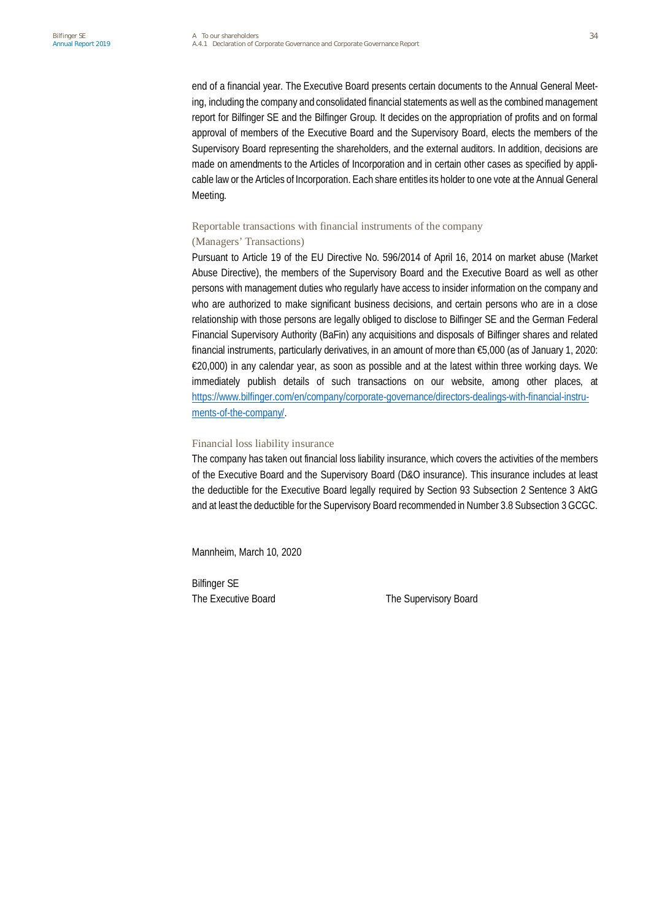end of a financial year. The Executive Board presents certain documents to the Annual General Meeting, including the company and consolidated financial statements as well as the combined management report for Bilfinger SE and the Bilfinger Group. It decides on the appropriation of profits and on formal approval of members of the Executive Board and the Supervisory Board, elects the members of the Supervisory Board representing the shareholders, and the external auditors. In addition, decisions are made on amendments to the Articles of Incorporation and in certain other cases as specified by applicable law or the Articles of Incorporation. Each share entitles its holder to one vote at the Annual General Meeting.

### Reportable transactions with financial instruments of the company (Managers' Transactions)

Pursuant to Article 19 of the EU Directive No. 596/2014 of April 16, 2014 on market abuse (Market Abuse Directive), the members of the Supervisory Board and the Executive Board as well as other persons with management duties who regularly have access to insider information on the company and who are authorized to make significant business decisions, and certain persons who are in a close relationship with those persons are legally obliged to disclose to Bilfinger SE and the German Federal Financial Supervisory Authority (BaFin) any acquisitions and disposals of Bilfinger shares and related financial instruments, particularly derivatives, in an amount of more than €5,000 (as of January 1, 2020: €20,000) in any calendar year, as soon as possible and at the latest within three working days. We immediately publish details of such transactions on our website, among other places, at https://www.bilfinger.com/en/company/corporate-governance/directors-dealings-with-financial-instruments-of-the-company/.

### Financial loss liability insurance

The company has taken out financial loss liability insurance, which covers the activities of the members of the Executive Board and the Supervisory Board (D&O insurance). This insurance includes at least the deductible for the Executive Board legally required by Section 93 Subsection 2 Sentence 3 AktG and at least the deductible for the Supervisory Board recommended in Number 3.8 Subsection 3 GCGC.

Mannheim, March 10, 2020

Bilfinger SE

The Executive Board

The Supervisory Board